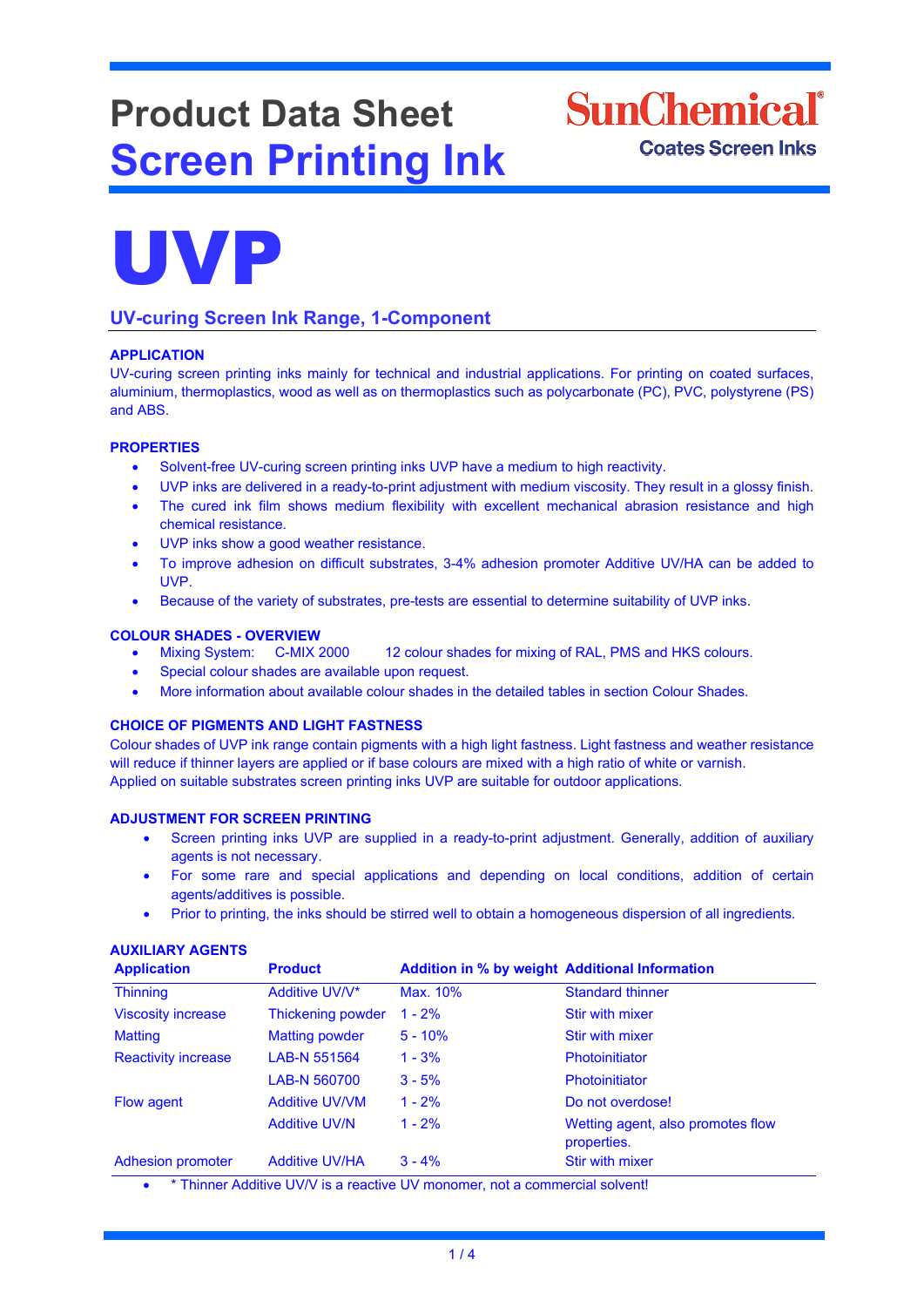# Product Data Sheet
# Screen Printing Ink

SunChemical®
Coates Screen Inks

# UVP

## UV-curing Screen Ink Range, 1-Component

### APPLICATION

UV-curing screen printing inks mainly for technical and industrial applications. For printing on coated surfaces, aluminium, thermoplastics, wood as well as on thermoplastics such as polycarbonate (PC), PVC, polystyrene (PS) and ABS.

### PROPERTIES

- Solvent-free UV-curing screen printing inks UVP have a medium to high reactivity.
- UVP inks are delivered in a ready-to-print adjustment with medium viscosity. They result in a glossy finish.
- The cured ink film shows medium flexibility with excellent mechanical abrasion resistance and high chemical resistance.
- UVP inks show a good weather resistance.
- To improve adhesion on difficult substrates, 3-4% adhesion promoter Additive UV/HA can be added to UVP.
- Because of the variety of substrates, pre-tests are essential to determine suitability of UVP inks.

### COLOUR SHADES - OVERVIEW

- Mixing System: C-MIX 2000 12 colour shades for mixing of RAL, PMS and HKS colours.
- Special colour shades are available upon request.
- More information about available colour shades in the detailed tables in section Colour Shades.

### CHOICE OF PIGMENTS AND LIGHT FASTNESS

Colour shades of UVP ink range contain pigments with a high light fastness. Light fastness and weather resistance will reduce if thinner layers are applied or if base colours are mixed with a high ratio of white or varnish.
Applied on suitable substrates screen printing inks UVP are suitable for outdoor applications.

### ADJUSTMENT FOR SCREEN PRINTING

- Screen printing inks UVP are supplied in a ready-to-print adjustment. Generally, addition of auxiliary agents is not necessary.
- For some rare and special applications and depending on local conditions, addition of certain agents/additives is possible.
- Prior to printing, the inks should be stirred well to obtain a homogeneous dispersion of all ingredients.

### AUXILIARY AGENTS

| Application | Product | Addition in % by weight | Additional Information |
|---|---|---|---|
| Thinning | Additive UV/V* | Max. 10% | Standard thinner |
| Viscosity increase | Thickening powder | 1 - 2% | Stir with mixer |
| Matting | Matting powder | 5 - 10% | Stir with mixer |
| Reactivity increase | LAB-N 551564 | 1 - 3% | Photoinitiator |
| | LAB-N 560700 | 3 - 5% | Photoinitiator |
| Flow agent | Additive UV/VM | 1 - 2% | Do not overdose! |
| | Additive UV/N | 1 - 2% | Wetting agent, also promotes flow properties. |
| Adhesion promoter | Additive UV/HA | 3 - 4% | Stir with mixer |

- * Thinner Additive UV/V is a reactive UV monomer, not a commercial solvent!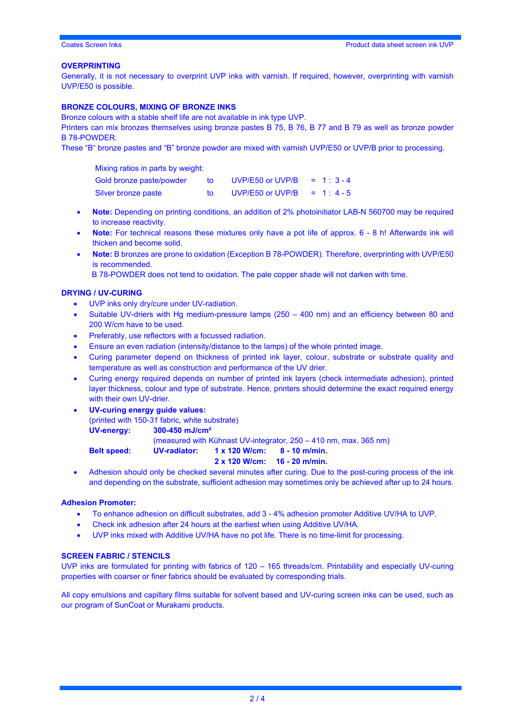## OVERPRINTING

Generally, it is not necessary to overprint UVP inks with varnish. If required, however, overprinting with varnish UVP/E50 is possible.

## BRONZE COLOURS, MIXING OF BRONZE INKS

Bronze colours with a stable shelf life are not available in ink type UVP.
Printers can mix bronzes themselves using bronze pastes B 75, B 76, B 77 and B 79 as well as bronze powder B 78-POWDER.
These "B" bronze pastes and "B" bronze powder are mixed with varnish UVP/E50 or UVP/B prior to processing.

Mixing ratios in parts by weight:

| | | | |
|---|---|---|---|
| Gold bronze paste/powder | to | UVP/E50 or UVP/B | = 1 : 3 - 4 |
| Silver bronze paste | to | UVP/E50 or UVP/B | = 1 : 4 - 5 |

- **Note:** Depending on printing conditions, an addition of 2% photoinitiator LAB-N 560700 may be required to increase reactivity.
- **Note:** For technical reasons these mixtures only have a pot life of approx. 6 - 8 h! Afterwards ink will thicken and become solid.
- **Note:** B bronzes are prone to oxidation (Exception B 78-POWDER). Therefore, overprinting with UVP/E50 is recommended.
  B 78-POWDER does not tend to oxidation. The pale copper shade will not darken with time.

## DRYING / UV-CURING

- UVP inks only dry/cure under UV-radiation.
- Suitable UV-driers with Hg medium-pressure lamps (250 – 400 nm) and an efficiency between 80 and 200 W/cm have to be used.
- Preferably, use reflectors with a focussed radiation.
- Ensure an even radiation (intensity/distance to the lamps) of the whole printed image.
- Curing parameter depend on thickness of printed ink layer, colour, substrate or substrate quality and temperature as well as construction and performance of the UV drier.
- Curing energy required depends on number of printed ink layers (check intermediate adhesion), printed layer thickness, colour and type of substrate. Hence, printers should determine the exact required energy with their own UV-drier.
- **UV-curing energy guide values:**
  (printed with 150-*31* fabric, white substrate)
  **UV-energy:** **300-450 mJ/cm²**
  (measured with Kühnast UV-integrator, 250 – 410 nm, max. 365 nm)
  **Belt speed:** **UV-radiator:** **1 x 120 W/cm:** **8 - 10 m/min.**
  **2 x 120 W/cm:** **16 - 20 m/min.**
- Adhesion should only be checked several minutes after curing. Due to the post-curing process of the ink and depending on the substrate, sufficient adhesion may sometimes only be achieved after up to 24 hours.

### Adhesion Promoter:

- To enhance adhesion on difficult substrates, add 3 - 4% adhesion promoter Additive UV/HA to UVP.
- Check ink adhesion after 24 hours at the earliest when using Additive UV/HA.
- UVP inks mixed with Additive UV/HA have no pot life. There is no time-limit for processing.

## SCREEN FABRIC / STENCILS

UVP inks are formulated for printing with fabrics of 120 – 165 threads/cm. Printability and especially UV-curing properties with coarser or finer fabrics should be evaluated by corresponding trials.

All copy emulsions and capillary films suitable for solvent based and UV-curing screen inks can be used, such as our program of SunCoat or Murakami products.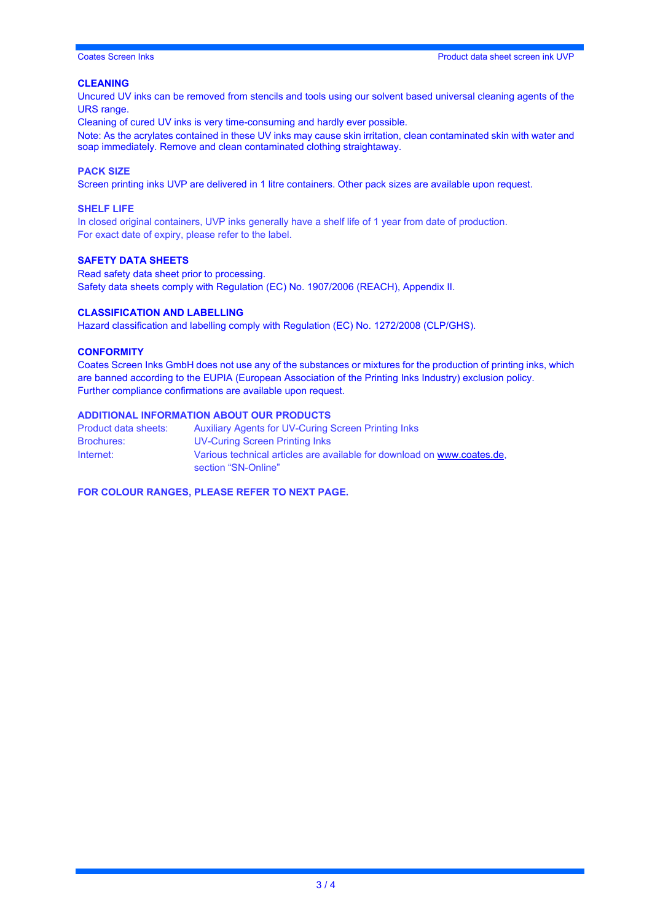## CLEANING

Uncured UV inks can be removed from stencils and tools using our solvent based universal cleaning agents of the URS range.

Cleaning of cured UV inks is very time-consuming and hardly ever possible.

Note: As the acrylates contained in these UV inks may cause skin irritation, clean contaminated skin with water and soap immediately. Remove and clean contaminated clothing straightaway.

## PACK SIZE

Screen printing inks UVP are delivered in 1 litre containers. Other pack sizes are available upon request.

## SHELF LIFE

In closed original containers, UVP inks generally have a shelf life of 1 year from date of production.
For exact date of expiry, please refer to the label.

## SAFETY DATA SHEETS

Read safety data sheet prior to processing.
Safety data sheets comply with Regulation (EC) No. 1907/2006 (REACH), Appendix II.

## CLASSIFICATION AND LABELLING

Hazard classification and labelling comply with Regulation (EC) No. 1272/2008 (CLP/GHS).

## CONFORMITY

Coates Screen Inks GmbH does not use any of the substances or mixtures for the production of printing inks, which are banned according to the EUPIA (European Association of the Printing Inks Industry) exclusion policy.
Further compliance confirmations are available upon request.

## ADDITIONAL INFORMATION ABOUT OUR PRODUCTS

| | |
|---|---|
| Product data sheets: | Auxiliary Agents for UV-Curing Screen Printing Inks |
| Brochures: | UV-Curing Screen Printing Inks |
| Internet: | Various technical articles are available for download on www.coates.de, section “SN-Online” |

**FOR COLOUR RANGES, PLEASE REFER TO NEXT PAGE.**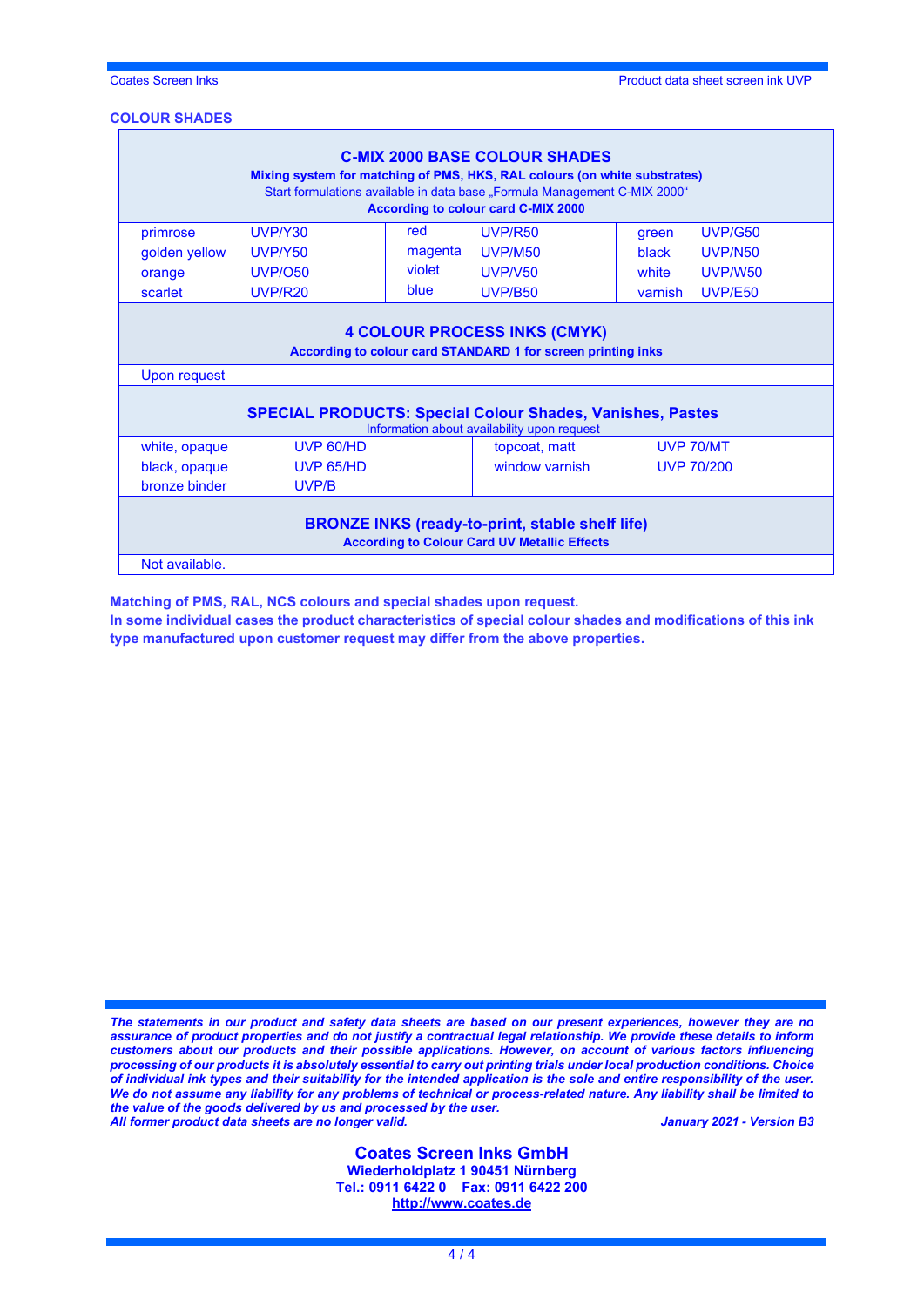## COLOUR SHAPES

**C-MIX 2000 BASE COLOUR SHADES**
**Mixing system for matching of PMS, HKS, RAL colours (on white substrates)**
Start formulations available in data base „Formula Management C-MIX 2000"
**According to colour card C-MIX 2000**

| | | | | | |
|---|---|---|---|---|---|
| primrose | UVP/Y30 | red | UVP/R50 | green | UVP/G50 |
| golden yellow | UVP/Y50 | magenta | UVP/M50 | black | UVP/N50 |
| orange | UVP/O50 | violet | UVP/V50 | white | UVP/W50 |
| scarlet | UVP/R20 | blue | UVP/B50 | varnish | UVP/E50 |

**4 COLOUR PROCESS INKS (CMYK)**
**According to colour card STANDARD 1 for screen printing inks**

Upon request

**SPECIAL PRODUCTS: Special Colour Shades, Vanishes, Pastes**
Information about availability upon request

| | | | |
|---|---|---|---|
| white, opaque | UVP 60/HD | topcoat, matt | UVP 70/MT |
| black, opaque | UVP 65/HD | window varnish | UVP 70/200 |
| bronze binder | UVP/B | | |

**BRONZE INKS (ready-to-print, stable shelf life)**
**According to Colour Card UV Metallic Effects**

Not available.

**Matching of PMS, RAL, NCS colours and special shades upon request.**
**In some individual cases the product characteristics of special colour shades and modifications of this ink type manufactured upon customer request may differ from the above properties.**

***The statements in our product and safety data sheets are based on our present experiences, however they are no assurance of product properties and do not justify a contractual legal relationship. We provide these details to inform customers about our products and their possible applications. However, on account of various factors influencing processing of our products it is absolutely essential to carry out printing trials under local production conditions. Choice of individual ink types and their suitability for the intended application is the sole and entire responsibility of the user. We do not assume any liability for any problems of technical or process-related nature. Any liability shall be limited to the value of the goods delivered by us and processed by the user.***
***All former product data sheets are no longer valid.*** ***January 2021 - Version B3***

**Coates Screen Inks GmbH**
**Wiederholdplatz 1 90451 Nürnberg**
**Tel.: 0911 6422 0 Fax: 0911 6422 200**
**http://www.coates.de**